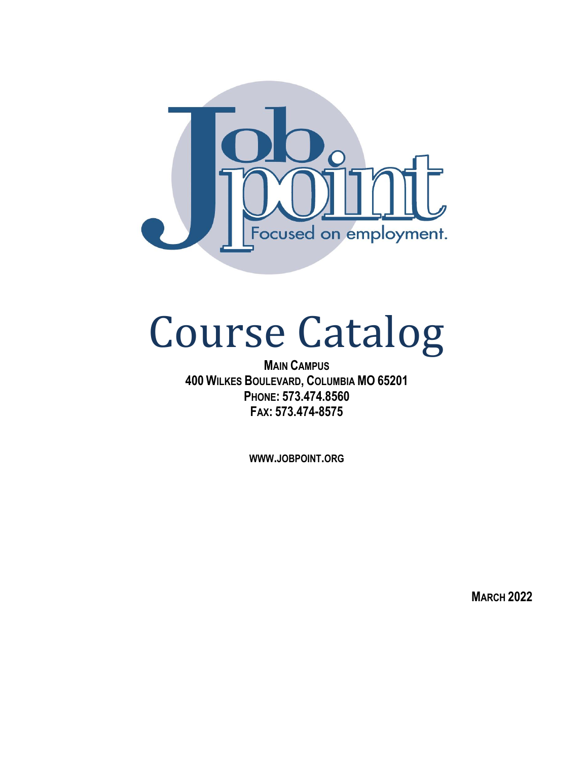Job point

Focused on employment.

# Course Catalog

**MAIN CAMPUS**
**400 WILKES BOULEVARD, COLUMBIA MO 65201**
**PHONE: 573.474.8560**
**FAX: 573.474-8575**

**WWW.JOBPOINT.ORG**

**MARCH 2022**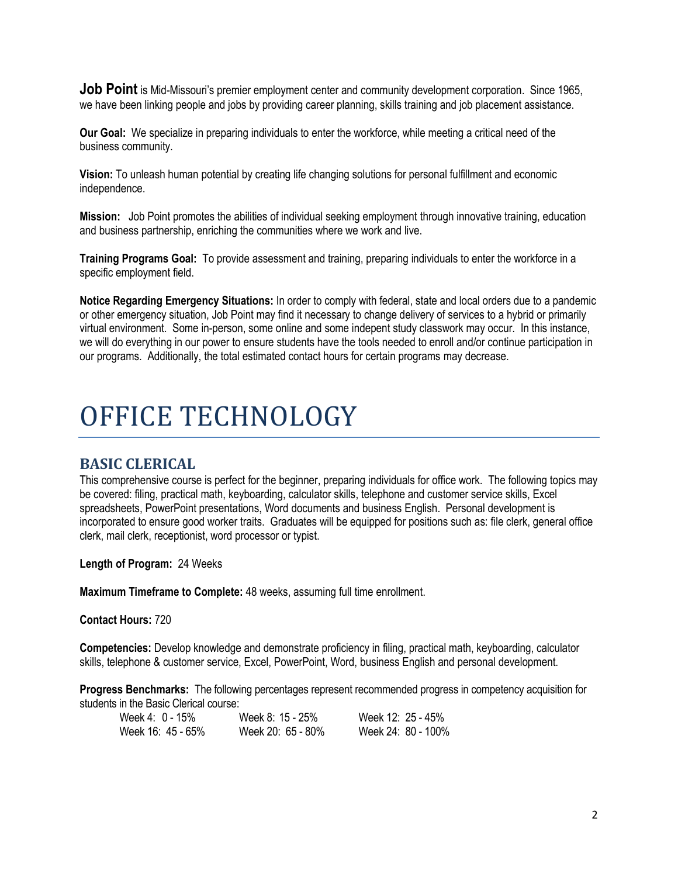**Job Point** is Mid-Missouri's premier employment center and community development corporation. Since 1965, we have been linking people and jobs by providing career planning, skills training and job placement assistance.

**Our Goal:** We specialize in preparing individuals to enter the workforce, while meeting a critical need of the business community.

**Vision:** To unleash human potential by creating life changing solutions for personal fulfillment and economic independence.

**Mission:** Job Point promotes the abilities of individual seeking employment through innovative training, education and business partnership, enriching the communities where we work and live.

**Training Programs Goal:** To provide assessment and training, preparing individuals to enter the workforce in a specific employment field.

**Notice Regarding Emergency Situations:** In order to comply with federal, state and local orders due to a pandemic or other emergency situation, Job Point may find it necessary to change delivery of services to a hybrid or primarily virtual environment. Some in-person, some online and some indepent study classwork may occur. In this instance, we will do everything in our power to ensure students have the tools needed to enroll and/or continue participation in our programs. Additionally, the total estimated contact hours for certain programs may decrease.

# OFFICE TECHNOLOGY

## BASIC CLERICAL

This comprehensive course is perfect for the beginner, preparing individuals for office work. The following topics may be covered: filing, practical math, keyboarding, calculator skills, telephone and customer service skills, Excel spreadsheets, PowerPoint presentations, Word documents and business English. Personal development is incorporated to ensure good worker traits. Graduates will be equipped for positions such as: file clerk, general office clerk, mail clerk, receptionist, word processor or typist.

**Length of Program:** 24 Weeks

**Maximum Timeframe to Complete:** 48 weeks, assuming full time enrollment.

**Contact Hours:** 720

**Competencies:** Develop knowledge and demonstrate proficiency in filing, practical math, keyboarding, calculator skills, telephone & customer service, Excel, PowerPoint, Word, business English and personal development.

**Progress Benchmarks:** The following percentages represent recommended progress in competency acquisition for students in the Basic Clerical course:

| | | |
|---|---|---|
| Week 4: 0 - 15% | Week 8: 15 - 25% | Week 12: 25 - 45% |
| Week 16: 45 - 65% | Week 20: 65 - 80% | Week 24: 80 - 100% |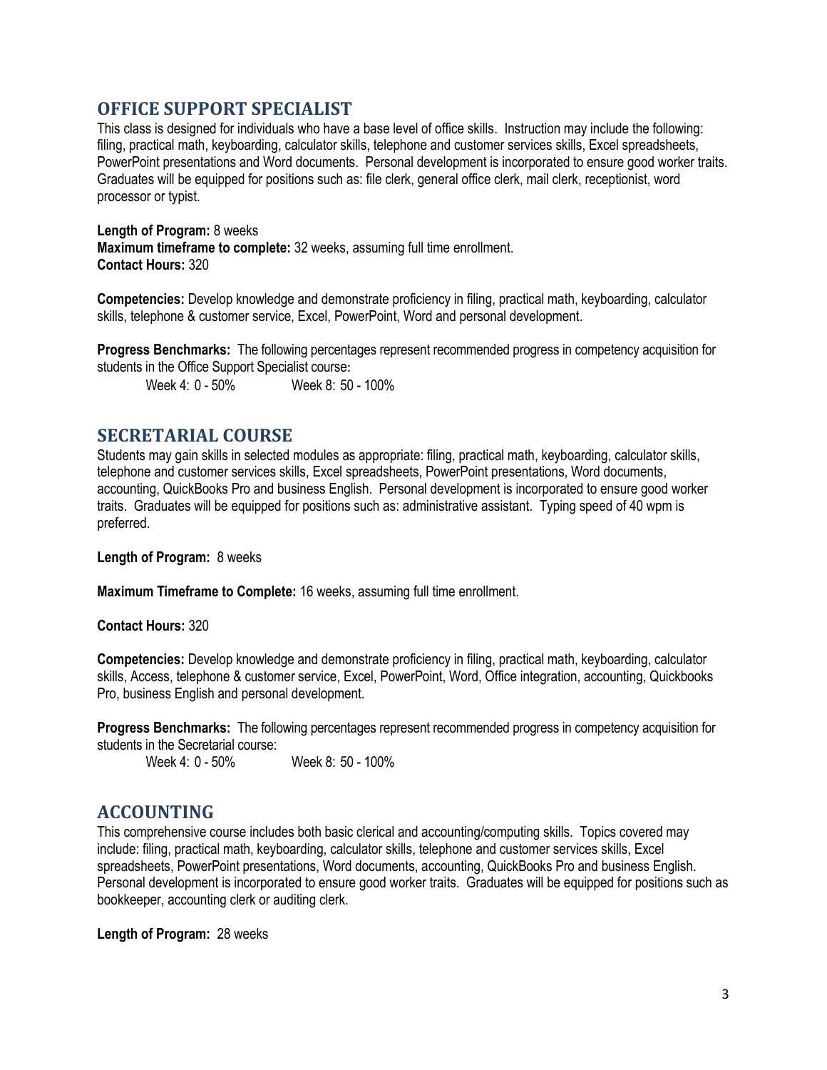## OFFICE SUPPORT SPECIALIST

This class is designed for individuals who have a base level of office skills. Instruction may include the following: filing, practical math, keyboarding, calculator skills, telephone and customer services skills, Excel spreadsheets, PowerPoint presentations and Word documents. Personal development is incorporated to ensure good worker traits. Graduates will be equipped for positions such as: file clerk, general office clerk, mail clerk, receptionist, word processor or typist.

**Length of Program:** 8 weeks
**Maximum timeframe to complete:** 32 weeks, assuming full time enrollment.
**Contact Hours:** 320

**Competencies:** Develop knowledge and demonstrate proficiency in filing, practical math, keyboarding, calculator skills, telephone & customer service, Excel, PowerPoint, Word and personal development.

**Progress Benchmarks:** The following percentages represent recommended progress in competency acquisition for students in the Office Support Specialist course:

Week 4: 0 - 50% Week 8: 50 - 100%

## SECRETARIAL COURSE

Students may gain skills in selected modules as appropriate: filing, practical math, keyboarding, calculator skills, telephone and customer services skills, Excel spreadsheets, PowerPoint presentations, Word documents, accounting, QuickBooks Pro and business English. Personal development is incorporated to ensure good worker traits. Graduates will be equipped for positions such as: administrative assistant. Typing speed of 40 wpm is preferred.

**Length of Program:** 8 weeks

**Maximum Timeframe to Complete:** 16 weeks, assuming full time enrollment.

**Contact Hours:** 320

**Competencies:** Develop knowledge and demonstrate proficiency in filing, practical math, keyboarding, calculator skills, Access, telephone & customer service, Excel, PowerPoint, Word, Office integration, accounting, Quickbooks Pro, business English and personal development.

**Progress Benchmarks:** The following percentages represent recommended progress in competency acquisition for students in the Secretarial course:

Week 4: 0 - 50% Week 8: 50 - 100%

## ACCOUNTING

This comprehensive course includes both basic clerical and accounting/computing skills. Topics covered may include: filing, practical math, keyboarding, calculator skills, telephone and customer services skills, Excel spreadsheets, PowerPoint presentations, Word documents, accounting, QuickBooks Pro and business English. Personal development is incorporated to ensure good worker traits. Graduates will be equipped for positions such as bookkeeper, accounting clerk or auditing clerk.

**Length of Program:** 28 weeks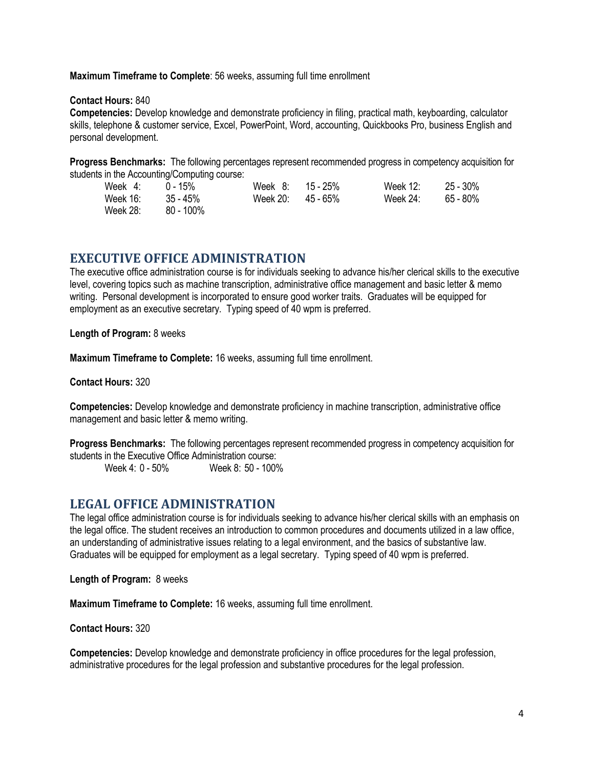**Maximum Timeframe to Complete**: 56 weeks, assuming full time enrollment

**Contact Hours:** 840

**Competencies:** Develop knowledge and demonstrate proficiency in filing, practical math, keyboarding, calculator skills, telephone & customer service, Excel, PowerPoint, Word, accounting, Quickbooks Pro, business English and personal development.

**Progress Benchmarks:** The following percentages represent recommended progress in competency acquisition for students in the Accounting/Computing course:

| | | | | | |
|---|---|---|---|---|---|
| Week 4: | 0 - 15% | Week 8: | 15 - 25% | Week 12: | 25 - 30% |
| Week 16: | 35 - 45% | Week 20: | 45 - 65% | Week 24: | 65 - 80% |
| Week 28: | 80 - 100% | | | | |

## EXECUTIVE OFFICE ADMINISTRATION

The executive office administration course is for individuals seeking to advance his/her clerical skills to the executive level, covering topics such as machine transcription, administrative office management and basic letter & memo writing. Personal development is incorporated to ensure good worker traits. Graduates will be equipped for employment as an executive secretary. Typing speed of 40 wpm is preferred.

**Length of Program:** 8 weeks

**Maximum Timeframe to Complete:** 16 weeks, assuming full time enrollment.

**Contact Hours:** 320

**Competencies:** Develop knowledge and demonstrate proficiency in machine transcription, administrative office management and basic letter & memo writing.

**Progress Benchmarks:** The following percentages represent recommended progress in competency acquisition for students in the Executive Office Administration course:

Week 4: 0 - 50%    Week 8: 50 - 100%

## LEGAL OFFICE ADMINISTRATION

The legal office administration course is for individuals seeking to advance his/her clerical skills with an emphasis on the legal office. The student receives an introduction to common procedures and documents utilized in a law office, an understanding of administrative issues relating to a legal environment, and the basics of substantive law. Graduates will be equipped for employment as a legal secretary. Typing speed of 40 wpm is preferred.

**Length of Program:** 8 weeks

**Maximum Timeframe to Complete:** 16 weeks, assuming full time enrollment.

**Contact Hours:** 320

**Competencies:** Develop knowledge and demonstrate proficiency in office procedures for the legal profession, administrative procedures for the legal profession and substantive procedures for the legal profession.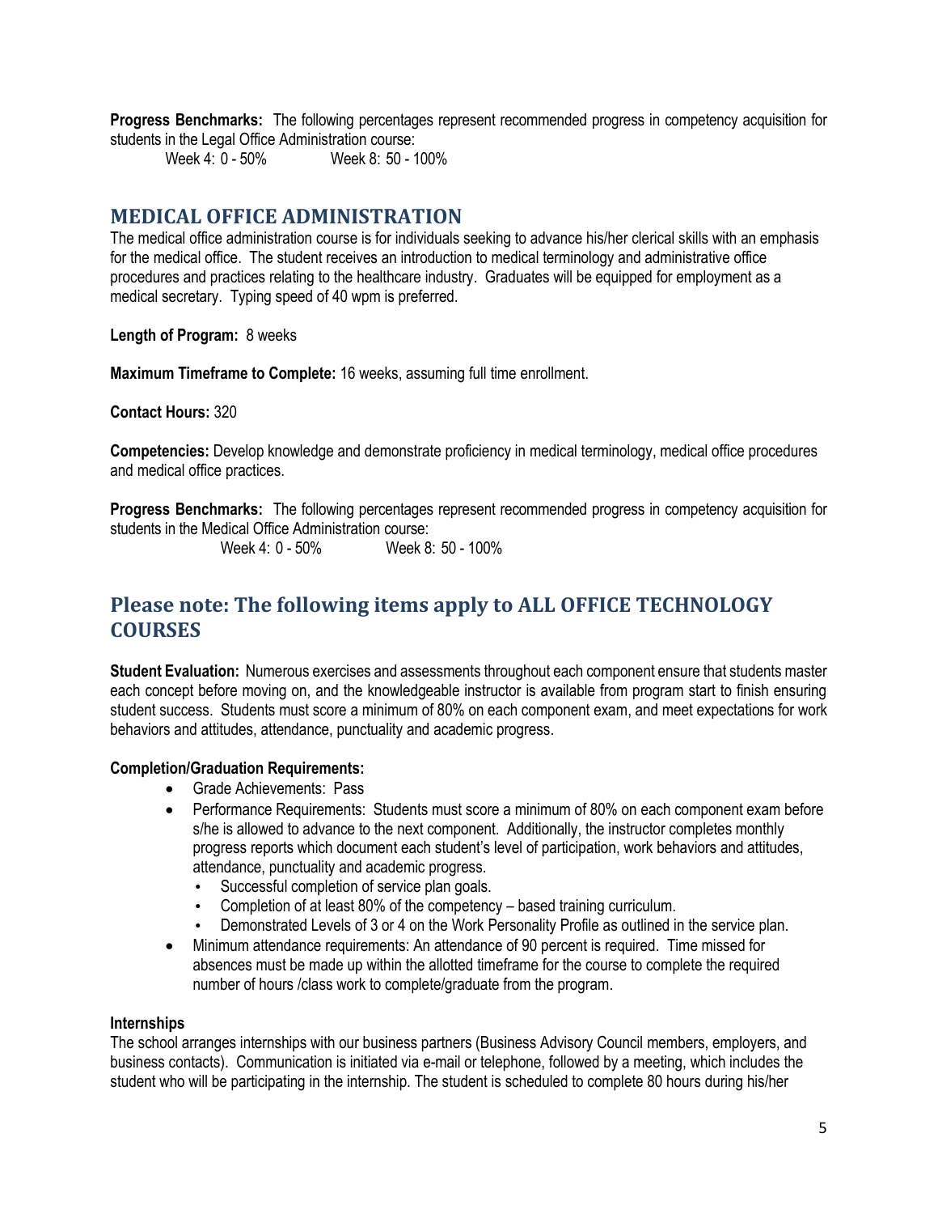**Progress Benchmarks:** The following percentages represent recommended progress in competency acquisition for students in the Legal Office Administration course:

Week 4: 0 - 50% Week 8: 50 - 100%

## MEDICAL OFFICE ADMINISTRATION

The medical office administration course is for individuals seeking to advance his/her clerical skills with an emphasis for the medical office. The student receives an introduction to medical terminology and administrative office procedures and practices relating to the healthcare industry. Graduates will be equipped for employment as a medical secretary. Typing speed of 40 wpm is preferred.

**Length of Program:** 8 weeks

**Maximum Timeframe to Complete:** 16 weeks, assuming full time enrollment.

**Contact Hours:** 320

**Competencies:** Develop knowledge and demonstrate proficiency in medical terminology, medical office procedures and medical office practices.

**Progress Benchmarks:** The following percentages represent recommended progress in competency acquisition for students in the Medical Office Administration course:

Week 4: 0 - 50% Week 8: 50 - 100%

## Please note: The following items apply to ALL OFFICE TECHNOLOGY COURSES

**Student Evaluation:** Numerous exercises and assessments throughout each component ensure that students master each concept before moving on, and the knowledgeable instructor is available from program start to finish ensuring student success. Students must score a minimum of 80% on each component exam, and meet expectations for work behaviors and attitudes, attendance, punctuality and academic progress.

**Completion/Graduation Requirements:**

- Grade Achievements: Pass
- Performance Requirements: Students must score a minimum of 80% on each component exam before s/he is allowed to advance to the next component. Additionally, the instructor completes monthly progress reports which document each student's level of participation, work behaviors and attitudes, attendance, punctuality and academic progress.
  - Successful completion of service plan goals.
  - Completion of at least 80% of the competency – based training curriculum.
  - Demonstrated Levels of 3 or 4 on the Work Personality Profile as outlined in the service plan.
- Minimum attendance requirements: An attendance of 90 percent is required. Time missed for absences must be made up within the allotted timeframe for the course to complete the required number of hours /class work to complete/graduate from the program.

**Internships**

The school arranges internships with our business partners (Business Advisory Council members, employers, and business contacts). Communication is initiated via e-mail or telephone, followed by a meeting, which includes the student who will be participating in the internship. The student is scheduled to complete 80 hours during his/her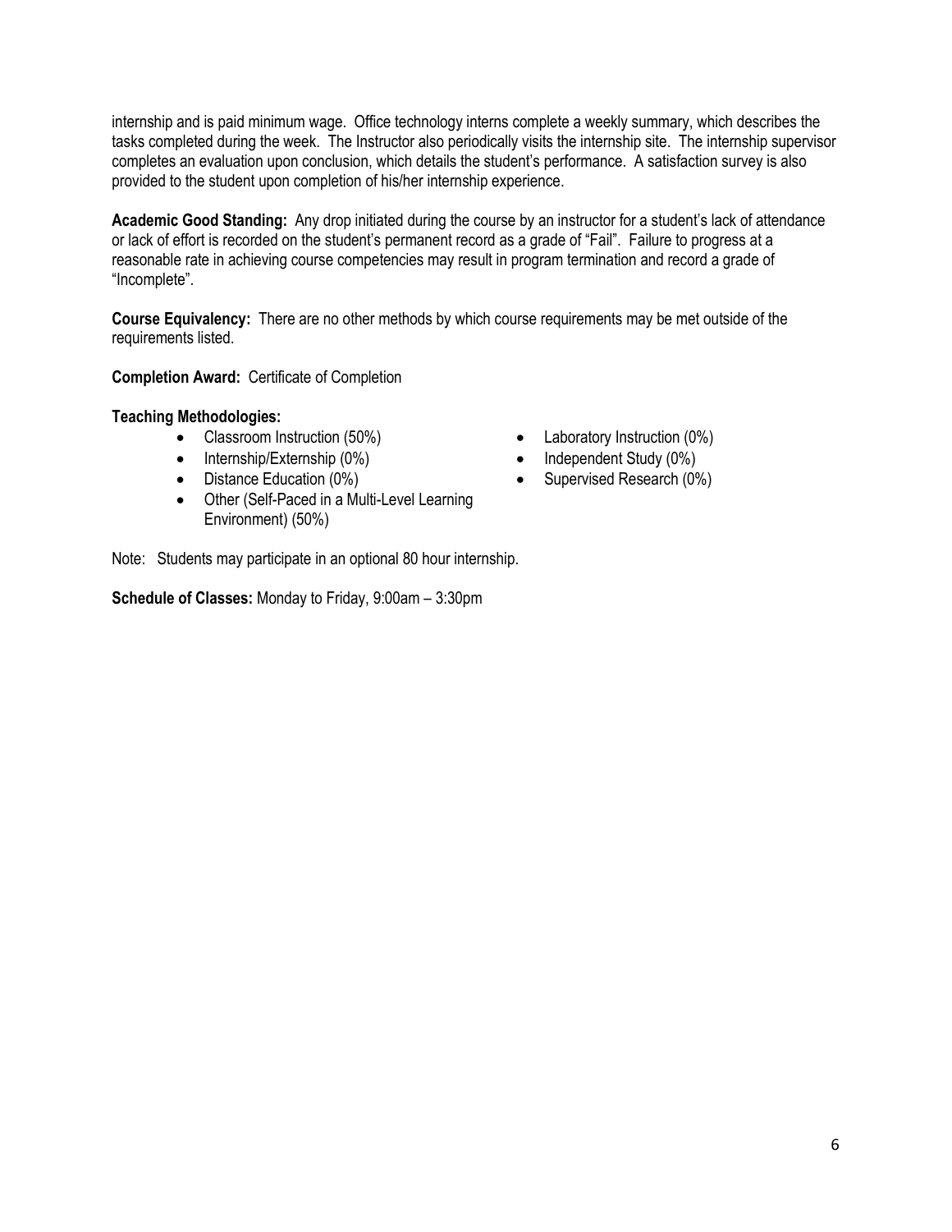internship and is paid minimum wage. Office technology interns complete a weekly summary, which describes the tasks completed during the week. The Instructor also periodically visits the internship site. The internship supervisor completes an evaluation upon conclusion, which details the student's performance. A satisfaction survey is also provided to the student upon completion of his/her internship experience.

**Academic Good Standing:** Any drop initiated during the course by an instructor for a student's lack of attendance or lack of effort is recorded on the student's permanent record as a grade of "Fail". Failure to progress at a reasonable rate in achieving course competencies may result in program termination and record a grade of "Incomplete".

**Course Equivalency:** There are no other methods by which course requirements may be met outside of the requirements listed.

**Completion Award:** Certificate of Completion

**Teaching Methodologies:**

- Classroom Instruction (50%)
- Internship/Externship (0%)
- Distance Education (0%)
- Other (Self-Paced in a Multi-Level Learning Environment) (50%)
- Laboratory Instruction (0%)
- Independent Study (0%)
- Supervised Research (0%)

Note: Students may participate in an optional 80 hour internship.

**Schedule of Classes:** Monday to Friday, 9:00am – 3:30pm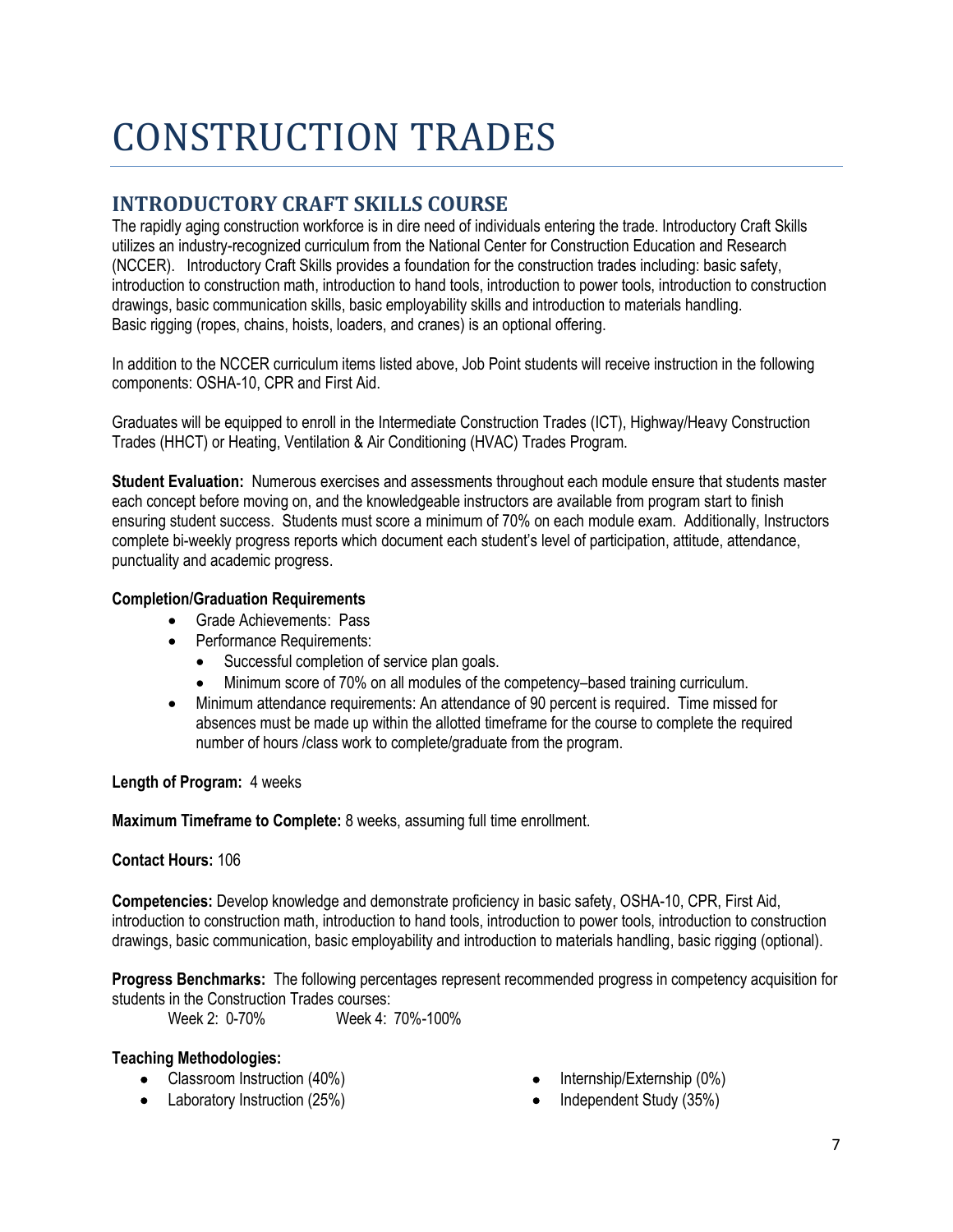# CONSTRUCTION TRADES

## INTRODUCTORY CRAFT SKILLS COURSE

The rapidly aging construction workforce is in dire need of individuals entering the trade. Introductory Craft Skills utilizes an industry-recognized curriculum from the National Center for Construction Education and Research (NCCER). Introductory Craft Skills provides a foundation for the construction trades including: basic safety, introduction to construction math, introduction to hand tools, introduction to power tools, introduction to construction drawings, basic communication skills, basic employability skills and introduction to materials handling. Basic rigging (ropes, chains, hoists, loaders, and cranes) is an optional offering.

In addition to the NCCER curriculum items listed above, Job Point students will receive instruction in the following components: OSHA-10, CPR and First Aid.

Graduates will be equipped to enroll in the Intermediate Construction Trades (ICT), Highway/Heavy Construction Trades (HHCT) or Heating, Ventilation & Air Conditioning (HVAC) Trades Program.

**Student Evaluation:** Numerous exercises and assessments throughout each module ensure that students master each concept before moving on, and the knowledgeable instructors are available from program start to finish ensuring student success. Students must score a minimum of 70% on each module exam. Additionally, Instructors complete bi-weekly progress reports which document each student's level of participation, attitude, attendance, punctuality and academic progress.

**Completion/Graduation Requirements**

- Grade Achievements: Pass
- Performance Requirements:
  - Successful completion of service plan goals.
  - Minimum score of 70% on all modules of the competency–based training curriculum.
- Minimum attendance requirements: An attendance of 90 percent is required. Time missed for absences must be made up within the allotted timeframe for the course to complete the required number of hours /class work to complete/graduate from the program.

**Length of Program:** 4 weeks

**Maximum Timeframe to Complete:** 8 weeks, assuming full time enrollment.

**Contact Hours:** 106

**Competencies:** Develop knowledge and demonstrate proficiency in basic safety, OSHA-10, CPR, First Aid, introduction to construction math, introduction to hand tools, introduction to power tools, introduction to construction drawings, basic communication, basic employability and introduction to materials handling, basic rigging (optional).

**Progress Benchmarks:** The following percentages represent recommended progress in competency acquisition for students in the Construction Trades courses:

Week 2: 0-70% Week 4: 70%-100%

**Teaching Methodologies:**

- Classroom Instruction (40%)
- Laboratory Instruction (25%)
- Internship/Externship (0%)
- Independent Study (35%)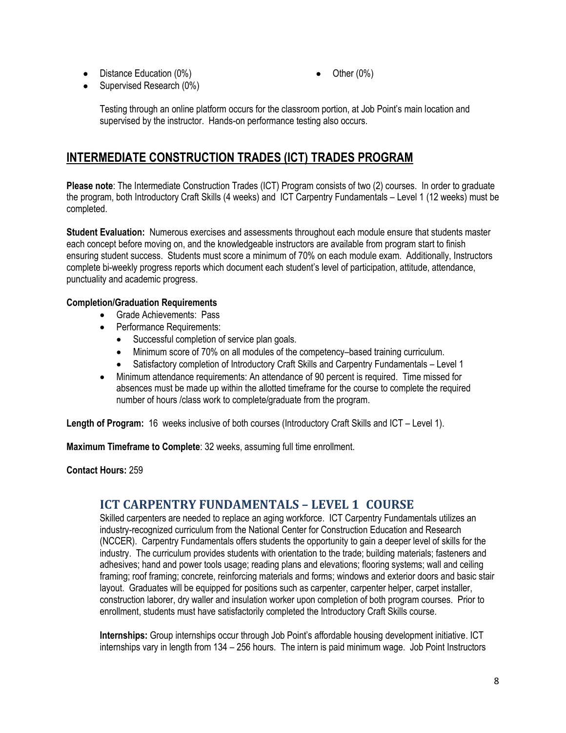- Distance Education (0%)
- Supervised Research (0%)
- Other (0%)

Testing through an online platform occurs for the classroom portion, at Job Point's main location and supervised by the instructor. Hands-on performance testing also occurs.

## INTERMEDIATE CONSTRUCTION TRADES (ICT) TRADES PROGRAM

**Please note**: The Intermediate Construction Trades (ICT) Program consists of two (2) courses. In order to graduate the program, both Introductory Craft Skills (4 weeks) and ICT Carpentry Fundamentals – Level 1 (12 weeks) must be completed.

**Student Evaluation:** Numerous exercises and assessments throughout each module ensure that students master each concept before moving on, and the knowledgeable instructors are available from program start to finish ensuring student success. Students must score a minimum of 70% on each module exam. Additionally, Instructors complete bi-weekly progress reports which document each student's level of participation, attitude, attendance, punctuality and academic progress.

**Completion/Graduation Requirements**

- Grade Achievements: Pass
- Performance Requirements:
  - Successful completion of service plan goals.
  - Minimum score of 70% on all modules of the competency–based training curriculum.
  - Satisfactory completion of Introductory Craft Skills and Carpentry Fundamentals – Level 1
- Minimum attendance requirements: An attendance of 90 percent is required. Time missed for absences must be made up within the allotted timeframe for the course to complete the required number of hours /class work to complete/graduate from the program.

**Length of Program:** 16 weeks inclusive of both courses (Introductory Craft Skills and ICT – Level 1).

**Maximum Timeframe to Complete**: 32 weeks, assuming full time enrollment.

**Contact Hours:** 259

### ICT CARPENTRY FUNDAMENTALS – LEVEL 1 COURSE

Skilled carpenters are needed to replace an aging workforce. ICT Carpentry Fundamentals utilizes an industry-recognized curriculum from the National Center for Construction Education and Research (NCCER). Carpentry Fundamentals offers students the opportunity to gain a deeper level of skills for the industry. The curriculum provides students with orientation to the trade; building materials; fasteners and adhesives; hand and power tools usage; reading plans and elevations; flooring systems; wall and ceiling framing; roof framing; concrete, reinforcing materials and forms; windows and exterior doors and basic stair layout. Graduates will be equipped for positions such as carpenter, carpenter helper, carpet installer, construction laborer, dry waller and insulation worker upon completion of both program courses. Prior to enrollment, students must have satisfactorily completed the Introductory Craft Skills course.

**Internships:** Group internships occur through Job Point's affordable housing development initiative. ICT internships vary in length from 134 – 256 hours. The intern is paid minimum wage. Job Point Instructors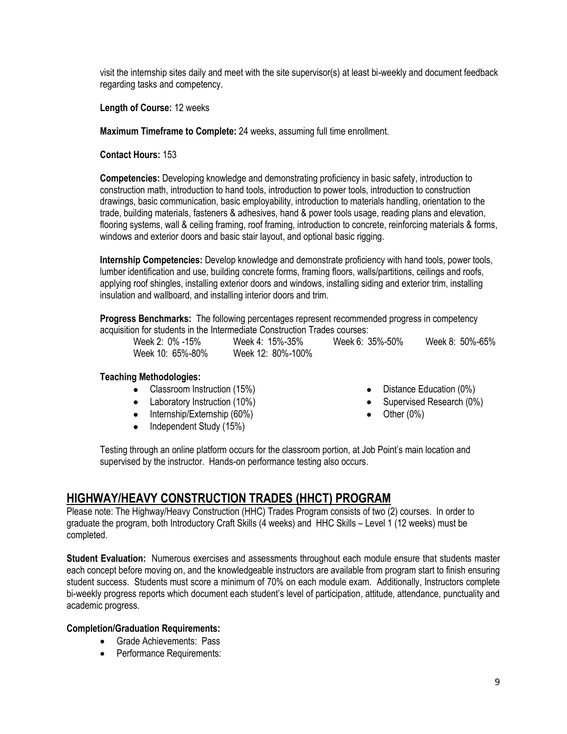visit the internship sites daily and meet with the site supervisor(s) at least bi-weekly and document feedback regarding tasks and competency.

**Length of Course:** 12 weeks

**Maximum Timeframe to Complete:** 24 weeks, assuming full time enrollment.

**Contact Hours:** 153

**Competencies:** Developing knowledge and demonstrating proficiency in basic safety, introduction to construction math, introduction to hand tools, introduction to power tools, introduction to construction drawings, basic communication, basic employability, introduction to materials handling, orientation to the trade, building materials, fasteners & adhesives, hand & power tools usage, reading plans and elevation, flooring systems, wall & ceiling framing, roof framing, introduction to concrete, reinforcing materials & forms, windows and exterior doors and basic stair layout, and optional basic rigging.

**Internship Competencies:** Develop knowledge and demonstrate proficiency with hand tools, power tools, lumber identification and use, building concrete forms, framing floors, walls/partitions, ceilings and roofs, applying roof shingles, installing exterior doors and windows, installing siding and exterior trim, installing insulation and wallboard, and installing interior doors and trim.

**Progress Benchmarks:** The following percentages represent recommended progress in competency acquisition for students in the Intermediate Construction Trades courses:

| | | | |
|---|---|---|---|
| Week 2: 0% -15% | Week 4: 15%-35% | Week 6: 35%-50% | Week 8: 50%-65% |
| Week 10: 65%-80% | Week 12: 80%-100% | | |

**Teaching Methodologies:**

- Classroom Instruction (15%)
- Laboratory Instruction (10%)
- Internship/Externship (60%)
- Independent Study (15%)
- Distance Education (0%)
- Supervised Research (0%)
- Other (0%)

Testing through an online platform occurs for the classroom portion, at Job Point's main location and supervised by the instructor. Hands-on performance testing also occurs.

## HIGHWAY/HEAVY CONSTRUCTION TRADES (HHCT) PROGRAM

Please note: The Highway/Heavy Construction (HHC) Trades Program consists of two (2) courses. In order to graduate the program, both Introductory Craft Skills (4 weeks) and HHC Skills – Level 1 (12 weeks) must be completed.

**Student Evaluation:** Numerous exercises and assessments throughout each module ensure that students master each concept before moving on, and the knowledgeable instructors are available from program start to finish ensuring student success. Students must score a minimum of 70% on each module exam. Additionally, Instructors complete bi-weekly progress reports which document each student's level of participation, attitude, attendance, punctuality and academic progress.

**Completion/Graduation Requirements:**

- Grade Achievements: Pass
- Performance Requirements: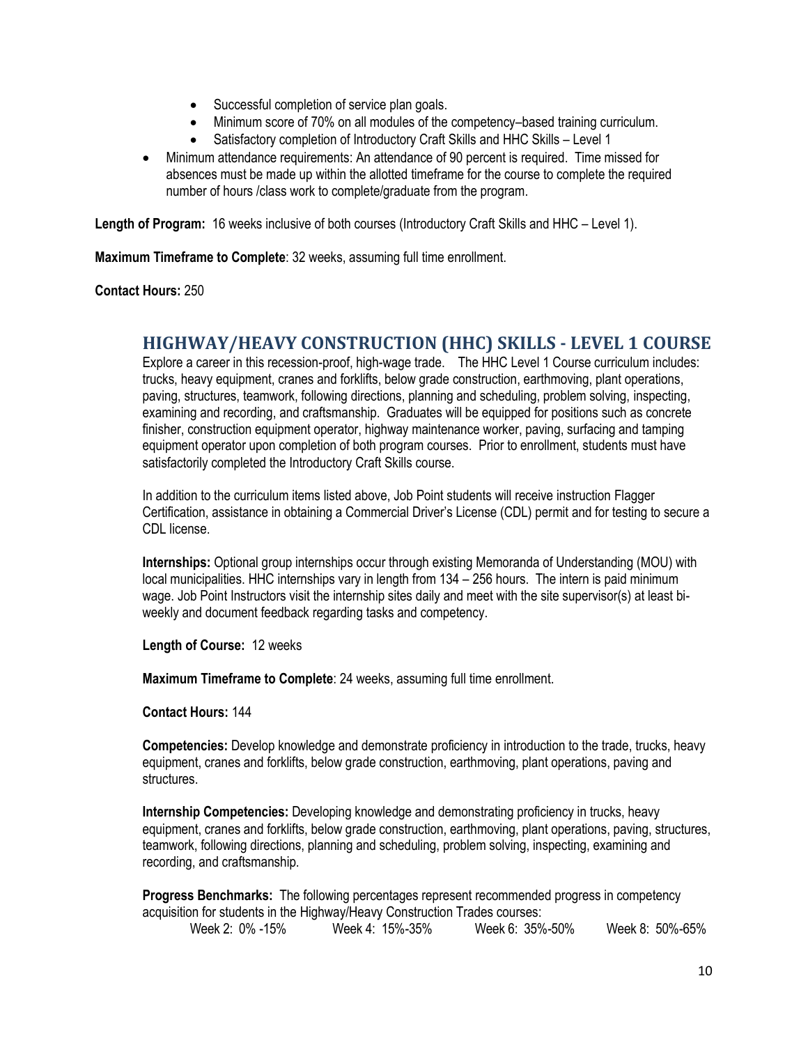- Successful completion of service plan goals.
    - Minimum score of 70% on all modules of the competency–based training curriculum.
    - Satisfactory completion of Introductory Craft Skills and HHC Skills – Level 1
- Minimum attendance requirements: An attendance of 90 percent is required. Time missed for absences must be made up within the allotted timeframe for the course to complete the required number of hours /class work to complete/graduate from the program.

**Length of Program:** 16 weeks inclusive of both courses (Introductory Craft Skills and HHC – Level 1).

**Maximum Timeframe to Complete**: 32 weeks, assuming full time enrollment.

**Contact Hours:** 250

## HIGHWAY/HEAVY CONSTRUCTION (HHC) SKILLS - LEVEL 1 COURSE

Explore a career in this recession-proof, high-wage trade. The HHC Level 1 Course curriculum includes: trucks, heavy equipment, cranes and forklifts, below grade construction, earthmoving, plant operations, paving, structures, teamwork, following directions, planning and scheduling, problem solving, inspecting, examining and recording, and craftsmanship. Graduates will be equipped for positions such as concrete finisher, construction equipment operator, highway maintenance worker, paving, surfacing and tamping equipment operator upon completion of both program courses. Prior to enrollment, students must have satisfactorily completed the Introductory Craft Skills course.

In addition to the curriculum items listed above, Job Point students will receive instruction Flagger Certification, assistance in obtaining a Commercial Driver's License (CDL) permit and for testing to secure a CDL license.

**Internships:** Optional group internships occur through existing Memoranda of Understanding (MOU) with local municipalities. HHC internships vary in length from 134 – 256 hours. The intern is paid minimum wage. Job Point Instructors visit the internship sites daily and meet with the site supervisor(s) at least bi-weekly and document feedback regarding tasks and competency.

**Length of Course:** 12 weeks

**Maximum Timeframe to Complete**: 24 weeks, assuming full time enrollment.

**Contact Hours:** 144

**Competencies:** Develop knowledge and demonstrate proficiency in introduction to the trade, trucks, heavy equipment, cranes and forklifts, below grade construction, earthmoving, plant operations, paving and structures.

**Internship Competencies:** Developing knowledge and demonstrating proficiency in trucks, heavy equipment, cranes and forklifts, below grade construction, earthmoving, plant operations, paving, structures, teamwork, following directions, planning and scheduling, problem solving, inspecting, examining and recording, and craftsmanship.

**Progress Benchmarks:** The following percentages represent recommended progress in competency acquisition for students in the Highway/Heavy Construction Trades courses:

Week 2: 0% -15% Week 4: 15%-35% Week 6: 35%-50% Week 8: 50%-65%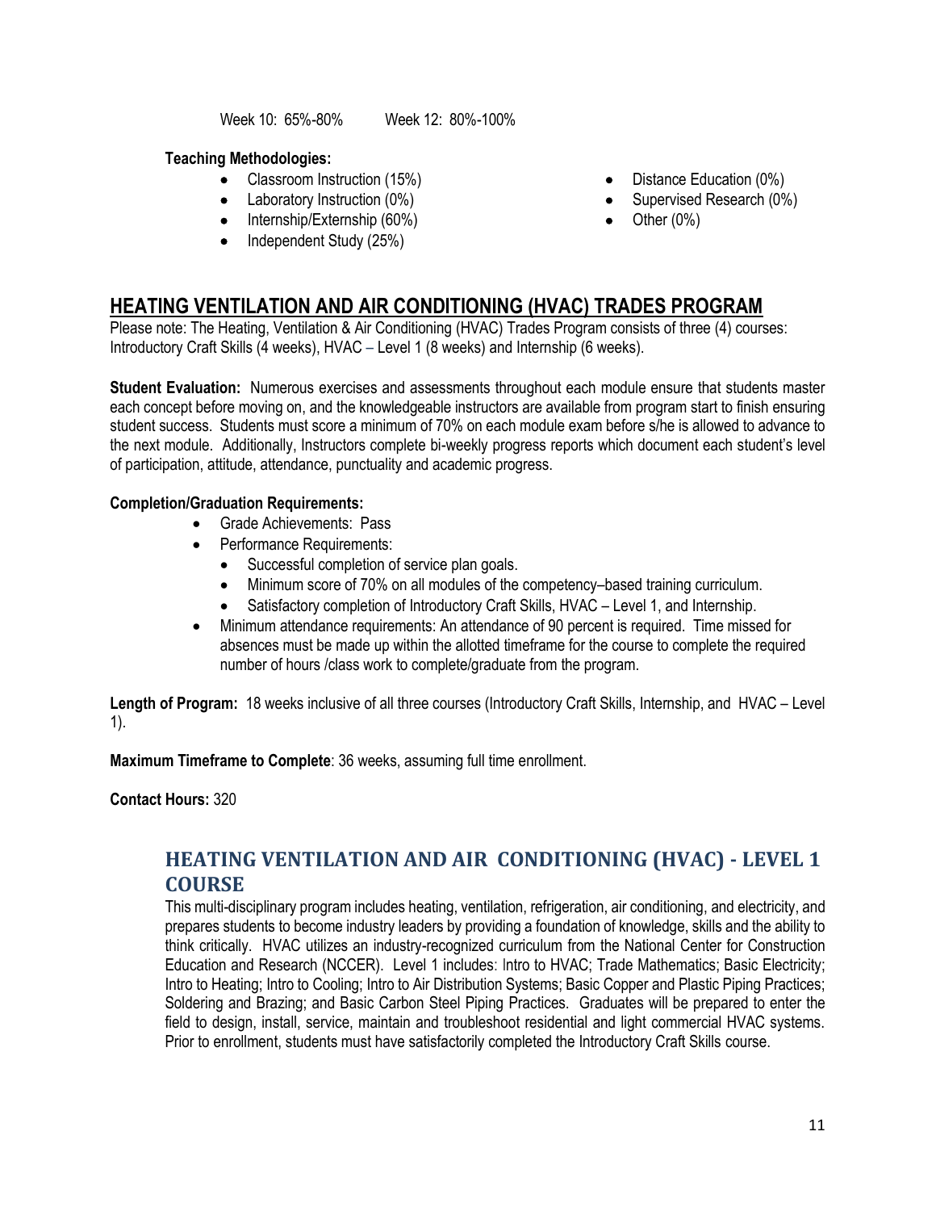Week 10: 65%-80% Week 12: 80%-100%

**Teaching Methodologies:**

- Classroom Instruction (15%)
- Laboratory Instruction (0%)
- Internship/Externship (60%)
- Independent Study (25%)
- Distance Education (0%)
- Supervised Research (0%)
- Other (0%)

## HEATING VENTILATION AND AIR CONDITIONING (HVAC) TRADES PROGRAM

Please note: The Heating, Ventilation & Air Conditioning (HVAC) Trades Program consists of three (4) courses: Introductory Craft Skills (4 weeks), HVAC – Level 1 (8 weeks) and Internship (6 weeks).

**Student Evaluation:** Numerous exercises and assessments throughout each module ensure that students master each concept before moving on, and the knowledgeable instructors are available from program start to finish ensuring student success. Students must score a minimum of 70% on each module exam before s/he is allowed to advance to the next module. Additionally, Instructors complete bi-weekly progress reports which document each student's level of participation, attitude, attendance, punctuality and academic progress.

**Completion/Graduation Requirements:**

- Grade Achievements: Pass
- Performance Requirements:
  - Successful completion of service plan goals.
  - Minimum score of 70% on all modules of the competency–based training curriculum.
  - Satisfactory completion of Introductory Craft Skills, HVAC – Level 1, and Internship.
- Minimum attendance requirements: An attendance of 90 percent is required. Time missed for absences must be made up within the allotted timeframe for the course to complete the required number of hours /class work to complete/graduate from the program.

**Length of Program:** 18 weeks inclusive of all three courses (Introductory Craft Skills, Internship, and HVAC – Level 1).

**Maximum Timeframe to Complete**: 36 weeks, assuming full time enrollment.

**Contact Hours:** 320

### HEATING VENTILATION AND AIR CONDITIONING (HVAC) - LEVEL 1 COURSE

This multi-disciplinary program includes heating, ventilation, refrigeration, air conditioning, and electricity, and prepares students to become industry leaders by providing a foundation of knowledge, skills and the ability to think critically. HVAC utilizes an industry-recognized curriculum from the National Center for Construction Education and Research (NCCER). Level 1 includes: Intro to HVAC; Trade Mathematics; Basic Electricity; Intro to Heating; Intro to Cooling; Intro to Air Distribution Systems; Basic Copper and Plastic Piping Practices; Soldering and Brazing; and Basic Carbon Steel Piping Practices. Graduates will be prepared to enter the field to design, install, service, maintain and troubleshoot residential and light commercial HVAC systems. Prior to enrollment, students must have satisfactorily completed the Introductory Craft Skills course.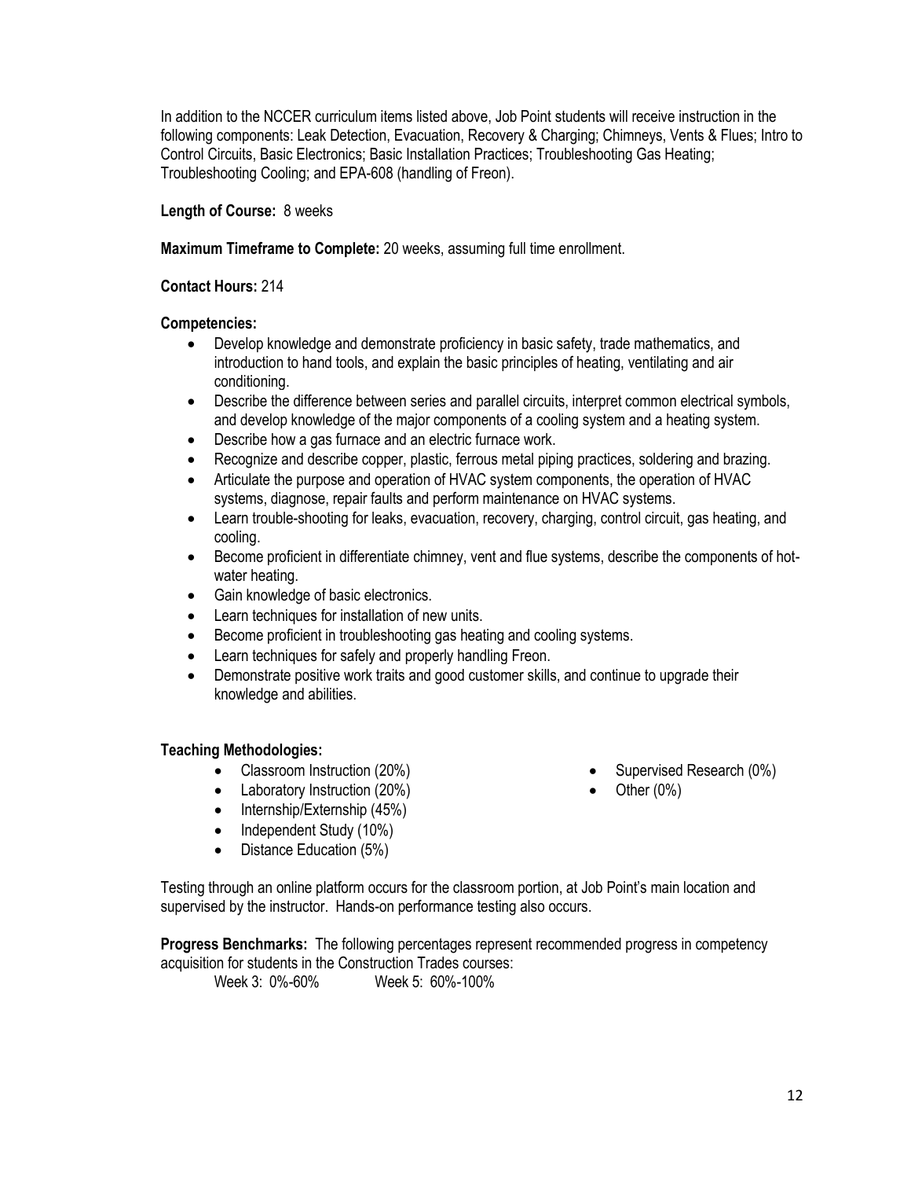In addition to the NCCER curriculum items listed above, Job Point students will receive instruction in the following components: Leak Detection, Evacuation, Recovery & Charging; Chimneys, Vents & Flues; Intro to Control Circuits, Basic Electronics; Basic Installation Practices; Troubleshooting Gas Heating; Troubleshooting Cooling; and EPA-608 (handling of Freon).

**Length of Course:** 8 weeks

**Maximum Timeframe to Complete:** 20 weeks, assuming full time enrollment.

**Contact Hours:** 214

**Competencies:**

- Develop knowledge and demonstrate proficiency in basic safety, trade mathematics, and introduction to hand tools, and explain the basic principles of heating, ventilating and air conditioning.
- Describe the difference between series and parallel circuits, interpret common electrical symbols, and develop knowledge of the major components of a cooling system and a heating system.
- Describe how a gas furnace and an electric furnace work.
- Recognize and describe copper, plastic, ferrous metal piping practices, soldering and brazing.
- Articulate the purpose and operation of HVAC system components, the operation of HVAC systems, diagnose, repair faults and perform maintenance on HVAC systems.
- Learn trouble-shooting for leaks, evacuation, recovery, charging, control circuit, gas heating, and cooling.
- Become proficient in differentiate chimney, vent and flue systems, describe the components of hot-water heating.
- Gain knowledge of basic electronics.
- Learn techniques for installation of new units.
- Become proficient in troubleshooting gas heating and cooling systems.
- Learn techniques for safely and properly handling Freon.
- Demonstrate positive work traits and good customer skills, and continue to upgrade their knowledge and abilities.

**Teaching Methodologies:**

- Classroom Instruction (20%)
- Laboratory Instruction (20%)
- Internship/Externship (45%)
- Independent Study (10%)
- Distance Education (5%)
- Supervised Research (0%)
- Other (0%)

Testing through an online platform occurs for the classroom portion, at Job Point's main location and supervised by the instructor. Hands-on performance testing also occurs.

**Progress Benchmarks:** The following percentages represent recommended progress in competency acquisition for students in the Construction Trades courses:

Week 3: 0%-60% Week 5: 60%-100%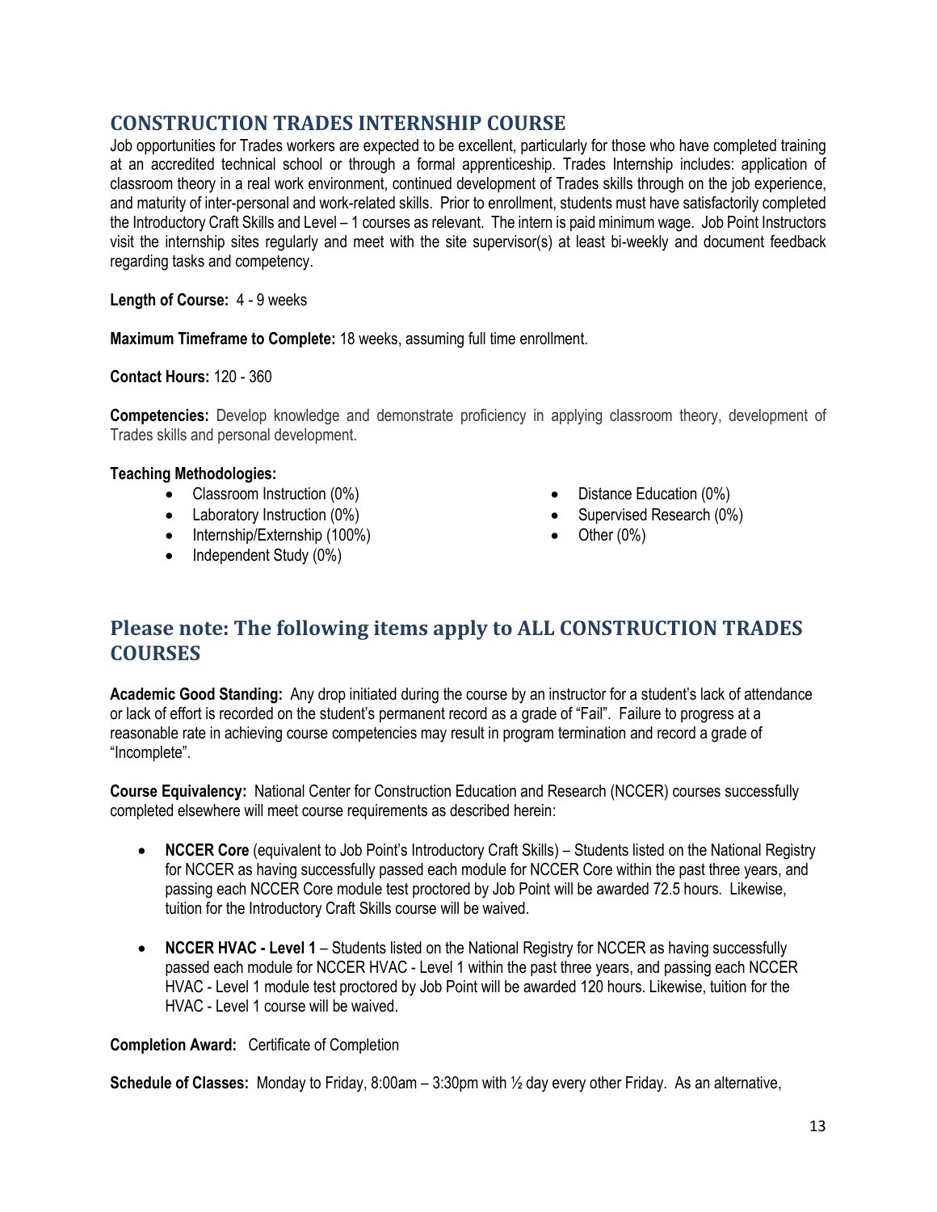## CONSTRUCTION TRADES INTERNSHIP COURSE

Job opportunities for Trades workers are expected to be excellent, particularly for those who have completed training at an accredited technical school or through a formal apprenticeship. Trades Internship includes: application of classroom theory in a real work environment, continued development of Trades skills through on the job experience, and maturity of inter-personal and work-related skills. Prior to enrollment, students must have satisfactorily completed the Introductory Craft Skills and Level – 1 courses as relevant. The intern is paid minimum wage. Job Point Instructors visit the internship sites regularly and meet with the site supervisor(s) at least bi-weekly and document feedback regarding tasks and competency.

**Length of Course:** 4 - 9 weeks

**Maximum Timeframe to Complete:** 18 weeks, assuming full time enrollment.

**Contact Hours:** 120 - 360

**Competencies:** Develop knowledge and demonstrate proficiency in applying classroom theory, development of Trades skills and personal development.

**Teaching Methodologies:**

- Classroom Instruction (0%)
- Laboratory Instruction (0%)
- Internship/Externship (100%)
- Independent Study (0%)
- Distance Education (0%)
- Supervised Research (0%)
- Other (0%)

## Please note: The following items apply to ALL CONSTRUCTION TRADES COURSES

**Academic Good Standing:** Any drop initiated during the course by an instructor for a student's lack of attendance or lack of effort is recorded on the student's permanent record as a grade of "Fail". Failure to progress at a reasonable rate in achieving course competencies may result in program termination and record a grade of "Incomplete".

**Course Equivalency:** National Center for Construction Education and Research (NCCER) courses successfully completed elsewhere will meet course requirements as described herein:

- **NCCER Core** (equivalent to Job Point's Introductory Craft Skills) – Students listed on the National Registry for NCCER as having successfully passed each module for NCCER Core within the past three years, and passing each NCCER Core module test proctored by Job Point will be awarded 72.5 hours. Likewise, tuition for the Introductory Craft Skills course will be waived.

- **NCCER HVAC - Level 1** – Students listed on the National Registry for NCCER as having successfully passed each module for NCCER HVAC - Level 1 within the past three years, and passing each NCCER HVAC - Level 1 module test proctored by Job Point will be awarded 120 hours. Likewise, tuition for the HVAC - Level 1 course will be waived.

**Completion Award:** Certificate of Completion

**Schedule of Classes:** Monday to Friday, 8:00am – 3:30pm with ½ day every other Friday. As an alternative,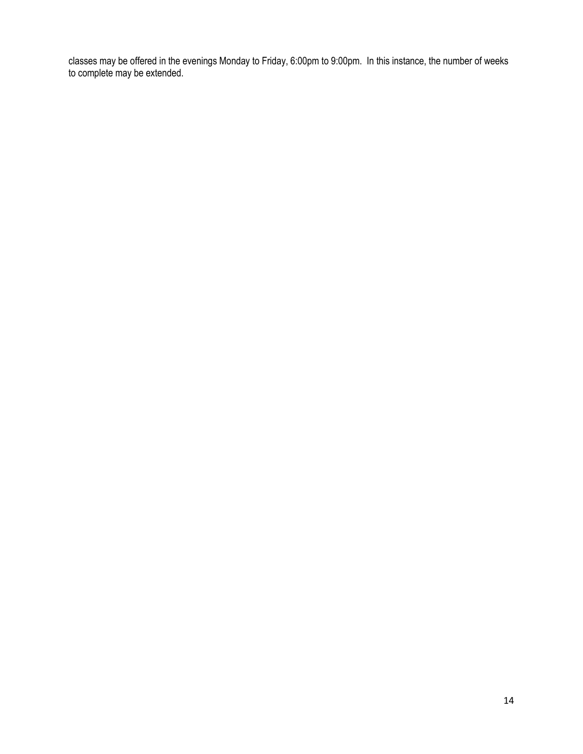classes may be offered in the evenings Monday to Friday, 6:00pm to 9:00pm. In this instance, the number of weeks to complete may be extended.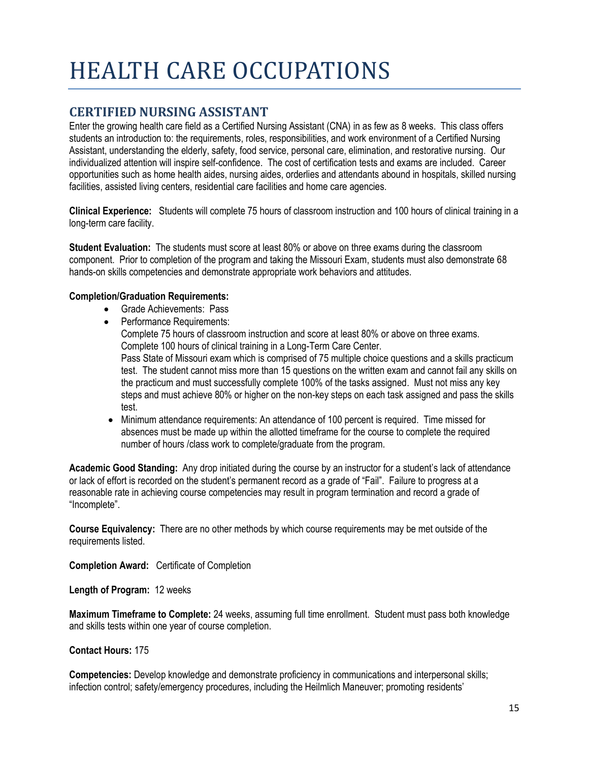# HEALTH CARE OCCUPATIONS

## CERTIFIED NURSING ASSISTANT

Enter the growing health care field as a Certified Nursing Assistant (CNA) in as few as 8 weeks. This class offers students an introduction to: the requirements, roles, responsibilities, and work environment of a Certified Nursing Assistant, understanding the elderly, safety, food service, personal care, elimination, and restorative nursing. Our individualized attention will inspire self-confidence. The cost of certification tests and exams are included. Career opportunities such as home health aides, nursing aides, orderlies and attendants abound in hospitals, skilled nursing facilities, assisted living centers, residential care facilities and home care agencies.

**Clinical Experience:** Students will complete 75 hours of classroom instruction and 100 hours of clinical training in a long-term care facility.

**Student Evaluation:** The students must score at least 80% or above on three exams during the classroom component. Prior to completion of the program and taking the Missouri Exam, students must also demonstrate 68 hands-on skills competencies and demonstrate appropriate work behaviors and attitudes.

**Completion/Graduation Requirements:**

- Grade Achievements: Pass
- Performance Requirements:
  Complete 75 hours of classroom instruction and score at least 80% or above on three exams.
  Complete 100 hours of clinical training in a Long-Term Care Center.
  Pass State of Missouri exam which is comprised of 75 multiple choice questions and a skills practicum test. The student cannot miss more than 15 questions on the written exam and cannot fail any skills on the practicum and must successfully complete 100% of the tasks assigned. Must not miss any key steps and must achieve 80% or higher on the non-key steps on each task assigned and pass the skills test.
- Minimum attendance requirements: An attendance of 100 percent is required. Time missed for absences must be made up within the allotted timeframe for the course to complete the required number of hours /class work to complete/graduate from the program.

**Academic Good Standing:** Any drop initiated during the course by an instructor for a student's lack of attendance or lack of effort is recorded on the student's permanent record as a grade of "Fail". Failure to progress at a reasonable rate in achieving course competencies may result in program termination and record a grade of "Incomplete".

**Course Equivalency:** There are no other methods by which course requirements may be met outside of the requirements listed.

**Completion Award:** Certificate of Completion

**Length of Program:** 12 weeks

**Maximum Timeframe to Complete:** 24 weeks, assuming full time enrollment. Student must pass both knowledge and skills tests within one year of course completion.

**Contact Hours:** 175

**Competencies:** Develop knowledge and demonstrate proficiency in communications and interpersonal skills; infection control; safety/emergency procedures, including the Heilmlich Maneuver; promoting residents'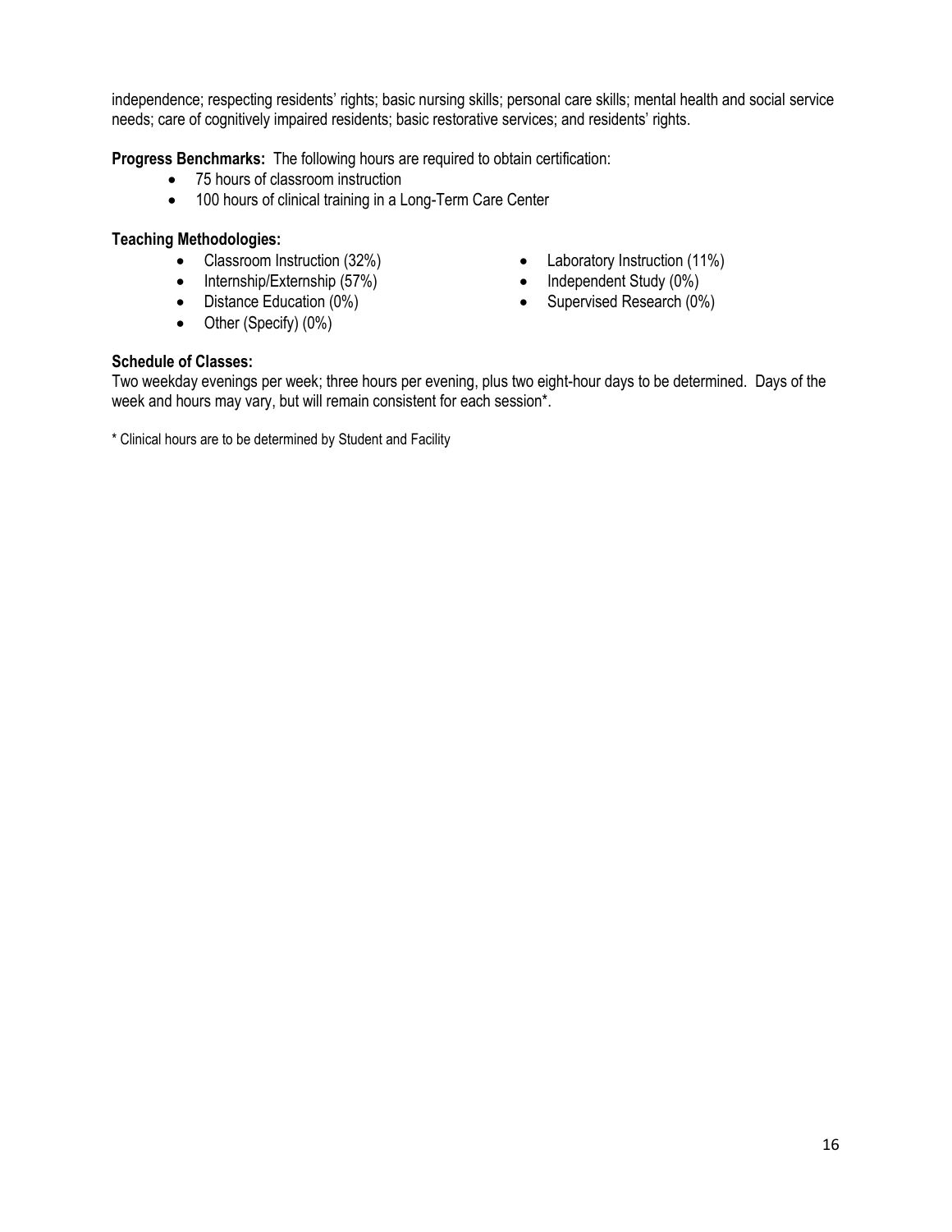independence; respecting residents' rights; basic nursing skills; personal care skills; mental health and social service needs; care of cognitively impaired residents; basic restorative services; and residents' rights.

**Progress Benchmarks:** The following hours are required to obtain certification:

- 75 hours of classroom instruction
- 100 hours of clinical training in a Long-Term Care Center

**Teaching Methodologies:**

- Classroom Instruction (32%)
- Internship/Externship (57%)
- Distance Education (0%)
- Other (Specify) (0%)
- Laboratory Instruction (11%)
- Independent Study (0%)
- Supervised Research (0%)

**Schedule of Classes:**
Two weekday evenings per week; three hours per evening, plus two eight-hour days to be determined. Days of the week and hours may vary, but will remain consistent for each session*.

* Clinical hours are to be determined by Student and Facility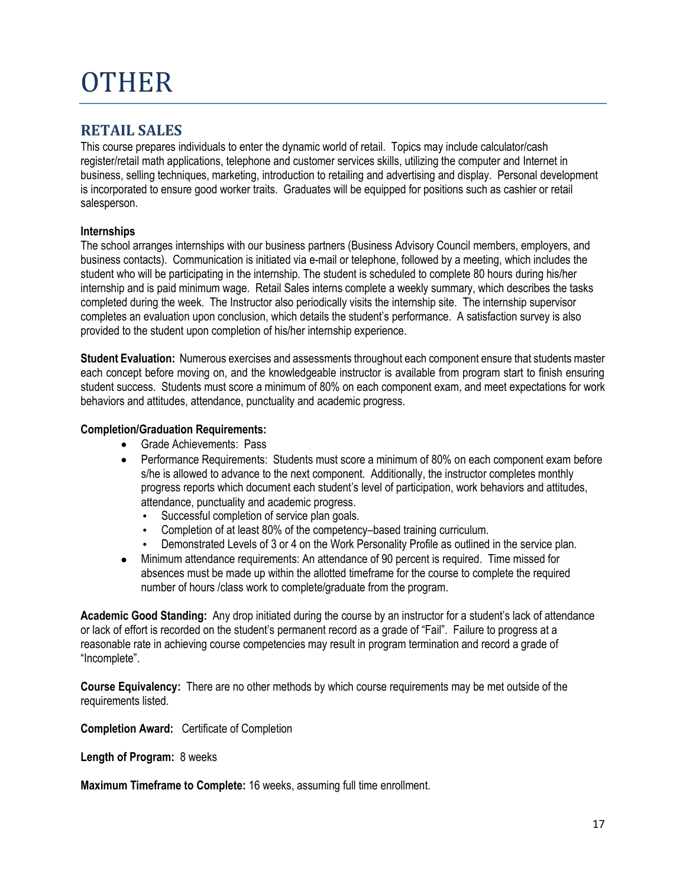# OTHER

## RETAIL SALES

This course prepares individuals to enter the dynamic world of retail. Topics may include calculator/cash register/retail math applications, telephone and customer services skills, utilizing the computer and Internet in business, selling techniques, marketing, introduction to retailing and advertising and display. Personal development is incorporated to ensure good worker traits. Graduates will be equipped for positions such as cashier or retail salesperson.

**Internships**

The school arranges internships with our business partners (Business Advisory Council members, employers, and business contacts). Communication is initiated via e-mail or telephone, followed by a meeting, which includes the student who will be participating in the internship. The student is scheduled to complete 80 hours during his/her internship and is paid minimum wage. Retail Sales interns complete a weekly summary, which describes the tasks completed during the week. The Instructor also periodically visits the internship site. The internship supervisor completes an evaluation upon conclusion, which details the student's performance. A satisfaction survey is also provided to the student upon completion of his/her internship experience.

**Student Evaluation:** Numerous exercises and assessments throughout each component ensure that students master each concept before moving on, and the knowledgeable instructor is available from program start to finish ensuring student success. Students must score a minimum of 80% on each component exam, and meet expectations for work behaviors and attitudes, attendance, punctuality and academic progress.

**Completion/Graduation Requirements:**

- Grade Achievements: Pass
- Performance Requirements: Students must score a minimum of 80% on each component exam before s/he is allowed to advance to the next component. Additionally, the instructor completes monthly progress reports which document each student's level of participation, work behaviors and attitudes, attendance, punctuality and academic progress.
  - Successful completion of service plan goals.
  - Completion of at least 80% of the competency–based training curriculum.
  - Demonstrated Levels of 3 or 4 on the Work Personality Profile as outlined in the service plan.
- Minimum attendance requirements: An attendance of 90 percent is required. Time missed for absences must be made up within the allotted timeframe for the course to complete the required number of hours /class work to complete/graduate from the program.

**Academic Good Standing:** Any drop initiated during the course by an instructor for a student's lack of attendance or lack of effort is recorded on the student's permanent record as a grade of "Fail". Failure to progress at a reasonable rate in achieving course competencies may result in program termination and record a grade of "Incomplete".

**Course Equivalency:** There are no other methods by which course requirements may be met outside of the requirements listed.

**Completion Award:** Certificate of Completion

**Length of Program:** 8 weeks

**Maximum Timeframe to Complete:** 16 weeks, assuming full time enrollment.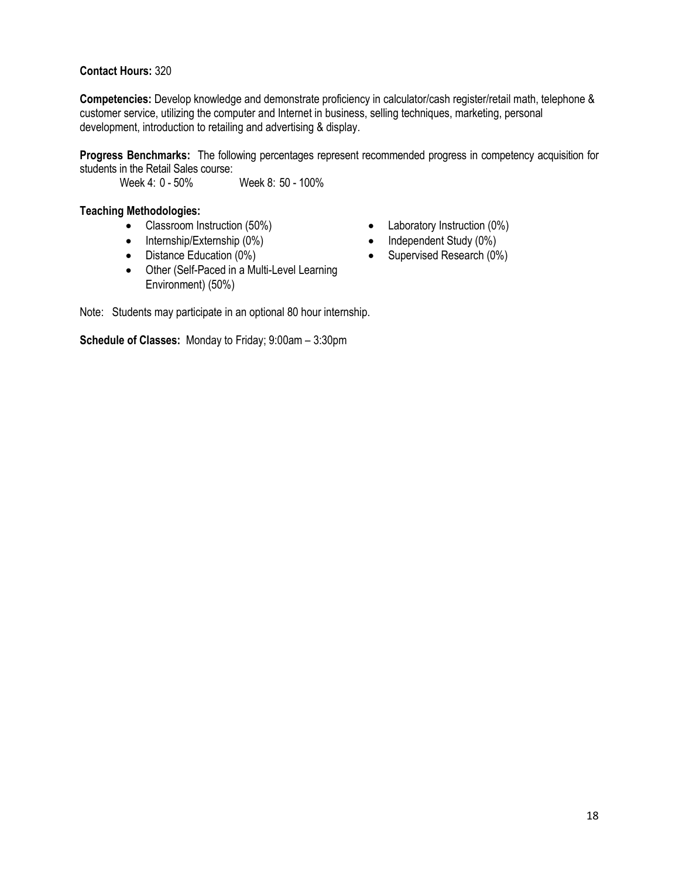**Contact Hours:** 320

**Competencies:** Develop knowledge and demonstrate proficiency in calculator/cash register/retail math, telephone & customer service, utilizing the computer and Internet in business, selling techniques, marketing, personal development, introduction to retailing and advertising & display.

**Progress Benchmarks:** The following percentages represent recommended progress in competency acquisition for students in the Retail Sales course:

Week 4: 0 - 50% Week 8: 50 - 100%

**Teaching Methodologies:**

- Classroom Instruction (50%)
- Internship/Externship (0%)
- Distance Education (0%)
- Other (Self-Paced in a Multi-Level Learning Environment) (50%)
- Laboratory Instruction (0%)
- Independent Study (0%)
- Supervised Research (0%)

Note: Students may participate in an optional 80 hour internship.

**Schedule of Classes:** Monday to Friday; 9:00am – 3:30pm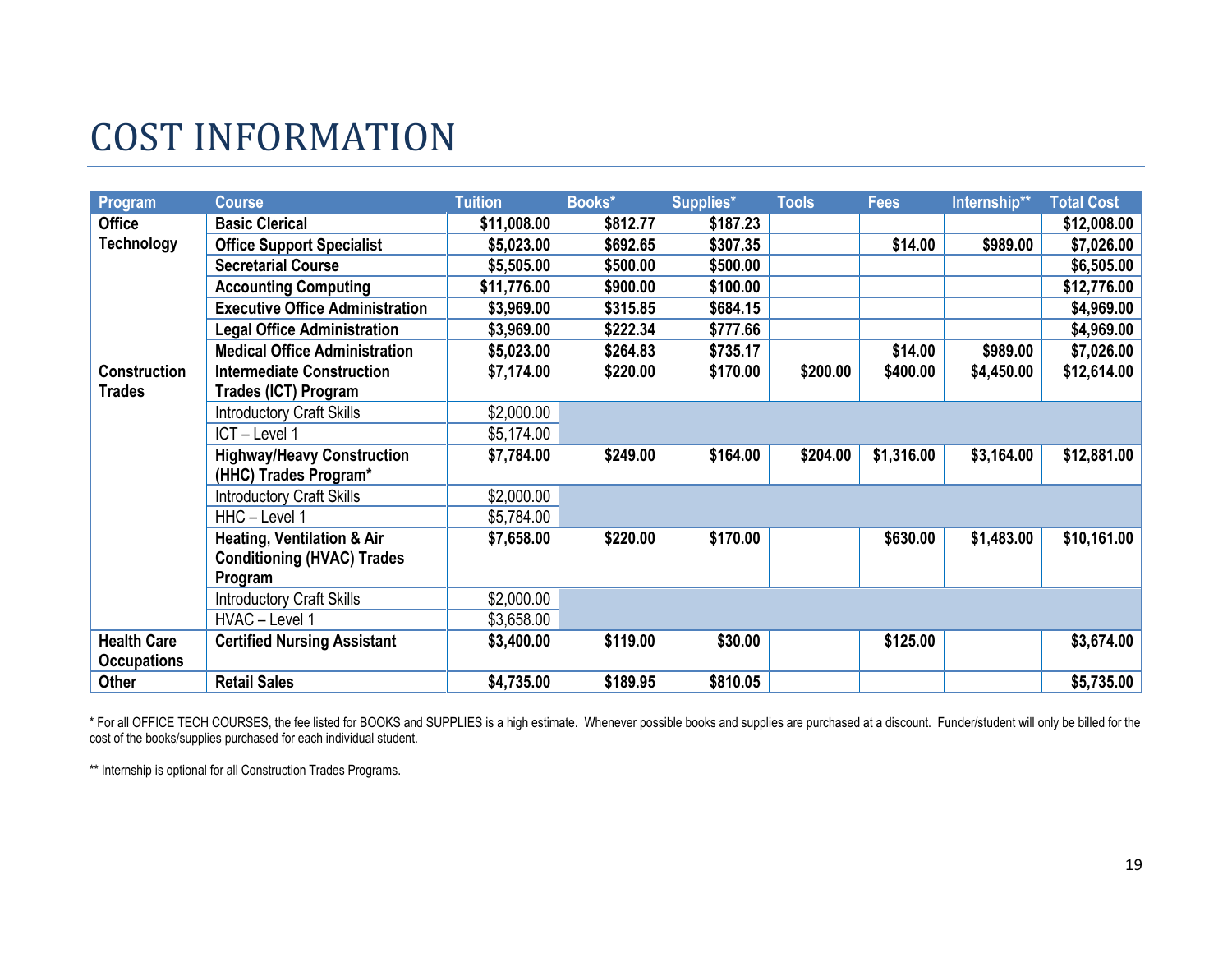# COST INFORMATION

| Program | Course | Tuition | Books* | Supplies* | Tools | Fees | Internship** | Total Cost |
|---|---|---|---|---|---|---|---|---|
| **Office Technology** | **Basic Clerical** | **$11,008.00** | **$812.77** | **$187.23** | | | | **$12,008.00** |
| | **Office Support Specialist** | **$5,023.00** | **$692.65** | **$307.35** | | **$14.00** | **$989.00** | **$7,026.00** |
| | **Secretarial Course** | **$5,505.00** | **$500.00** | **$500.00** | | | | **$6,505.00** |
| | **Accounting Computing** | **$11,776.00** | **$900.00** | **$100.00** | | | | **$12,776.00** |
| | **Executive Office Administration** | **$3,969.00** | **$315.85** | **$684.15** | | | | **$4,969.00** |
| | **Legal Office Administration** | **$3,969.00** | **$222.34** | **$777.66** | | | | **$4,969.00** |
| | **Medical Office Administration** | **$5,023.00** | **$264.83** | **$735.17** | | **$14.00** | **$989.00** | **$7,026.00** |
| **Construction Trades** | **Intermediate Construction Trades (ICT) Program** | **$7,174.00** | **$220.00** | **$170.00** | **$200.00** | **$400.00** | **$4,450.00** | **$12,614.00** |
| | Introductory Craft Skills | $2,000.00 | | | | | | |
| | ICT – Level 1 | $5,174.00 | | | | | | |
| | **Highway/Heavy Construction (HHC) Trades Program*** | **$7,784.00** | **$249.00** | **$164.00** | **$204.00** | **$1,316.00** | **$3,164.00** | **$12,881.00** |
| | Introductory Craft Skills | $2,000.00 | | | | | | |
| | HHC – Level 1 | $5,784.00 | | | | | | |
| | **Heating, Ventilation & Air Conditioning (HVAC) Trades Program** | **$7,658.00** | **$220.00** | **$170.00** | | **$630.00** | **$1,483.00** | **$10,161.00** |
| | Introductory Craft Skills | $2,000.00 | | | | | | |
| | HVAC – Level 1 | $3,658.00 | | | | | | |
| **Health Care Occupations** | **Certified Nursing Assistant** | **$3,400.00** | **$119.00** | **$30.00** | | **$125.00** | | **$3,674.00** |
| **Other** | **Retail Sales** | **$4,735.00** | **$189.95** | **$810.05** | | | | **$5,735.00** |

* For all OFFICE TECH COURSES, the fee listed for BOOKS and SUPPLIES is a high estimate. Whenever possible books and supplies are purchased at a discount. Funder/student will only be billed for the cost of the books/supplies purchased for each individual student.

** Internship is optional for all Construction Trades Programs.